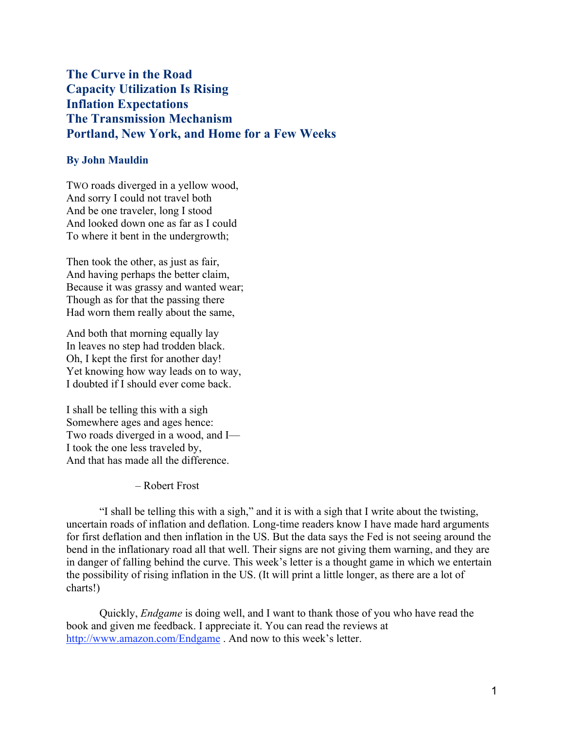# The Curve in the Road
# Capacity Utilization Is Rising
# Inflation Expectations
# The Transmission Mechanism
# Portland, New York, and Home for a Few Weeks

**By John Mauldin**

TWO roads diverged in a yellow wood,
And sorry I could not travel both
And be one traveler, long I stood
And looked down one as far as I could
To where it bent in the undergrowth;

Then took the other, as just as fair,
And having perhaps the better claim,
Because it was grassy and wanted wear;
Though as for that the passing there
Had worn them really about the same,

And both that morning equally lay
In leaves no step had trodden black.
Oh, I kept the first for another day!
Yet knowing how way leads on to way,
I doubted if I should ever come back.

I shall be telling this with a sigh
Somewhere ages and ages hence:
Two roads diverged in a wood, and I—
I took the one less traveled by,
And that has made all the difference.

– Robert Frost

"I shall be telling this with a sigh," and it is with a sigh that I write about the twisting, uncertain roads of inflation and deflation. Long-time readers know I have made hard arguments for first deflation and then inflation in the US. But the data says the Fed is not seeing around the bend in the inflationary road all that well. Their signs are not giving them warning, and they are in danger of falling behind the curve. This week's letter is a thought game in which we entertain the possibility of rising inflation in the US. (It will print a little longer, as there are a lot of charts!)

Quickly, *Endgame* is doing well, and I want to thank those of you who have read the book and given me feedback. I appreciate it. You can read the reviews at http://www.amazon.com/Endgame . And now to this week's letter.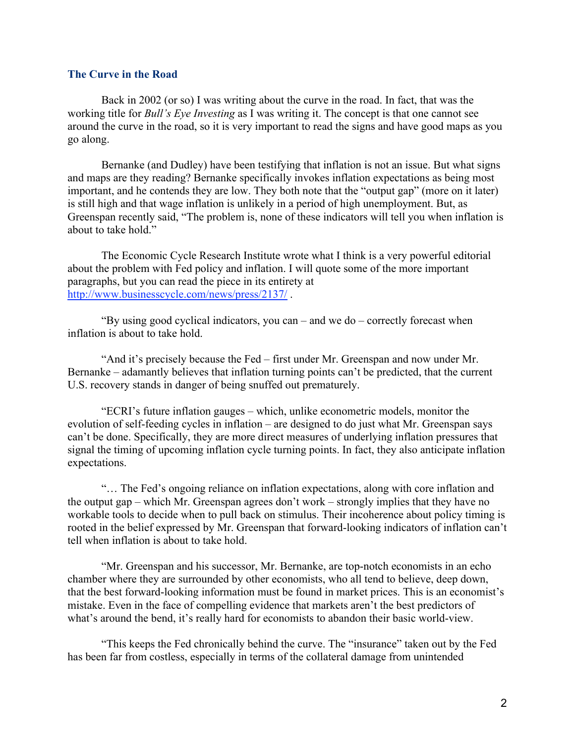### The Curve in the Road

Back in 2002 (or so) I was writing about the curve in the road. In fact, that was the working title for *Bull's Eye Investing* as I was writing it. The concept is that one cannot see around the curve in the road, so it is very important to read the signs and have good maps as you go along.

Bernanke (and Dudley) have been testifying that inflation is not an issue. But what signs and maps are they reading? Bernanke specifically invokes inflation expectations as being most important, and he contends they are low. They both note that the "output gap" (more on it later) is still high and that wage inflation is unlikely in a period of high unemployment. But, as Greenspan recently said, "The problem is, none of these indicators will tell you when inflation is about to take hold."

The Economic Cycle Research Institute wrote what I think is a very powerful editorial about the problem with Fed policy and inflation. I will quote some of the more important paragraphs, but you can read the piece in its entirety at [http://www.businesscycle.com/news/press/2137/](http://www.businesscycle.com/news/press/2137/) .

"By using good cyclical indicators, you can – and we do – correctly forecast when inflation is about to take hold.

"And it's precisely because the Fed – first under Mr. Greenspan and now under Mr. Bernanke – adamantly believes that inflation turning points can't be predicted, that the current U.S. recovery stands in danger of being snuffed out prematurely.

"ECRI's future inflation gauges – which, unlike econometric models, monitor the evolution of self-feeding cycles in inflation – are designed to do just what Mr. Greenspan says can't be done. Specifically, they are more direct measures of underlying inflation pressures that signal the timing of upcoming inflation cycle turning points. In fact, they also anticipate inflation expectations.

"… The Fed's ongoing reliance on inflation expectations, along with core inflation and the output gap – which Mr. Greenspan agrees don't work – strongly implies that they have no workable tools to decide when to pull back on stimulus. Their incoherence about policy timing is rooted in the belief expressed by Mr. Greenspan that forward-looking indicators of inflation can't tell when inflation is about to take hold.

"Mr. Greenspan and his successor, Mr. Bernanke, are top-notch economists in an echo chamber where they are surrounded by other economists, who all tend to believe, deep down, that the best forward-looking information must be found in market prices. This is an economist's mistake. Even in the face of compelling evidence that markets aren't the best predictors of what's around the bend, it's really hard for economists to abandon their basic world-view.

"This keeps the Fed chronically behind the curve. The "insurance" taken out by the Fed has been far from costless, especially in terms of the collateral damage from unintended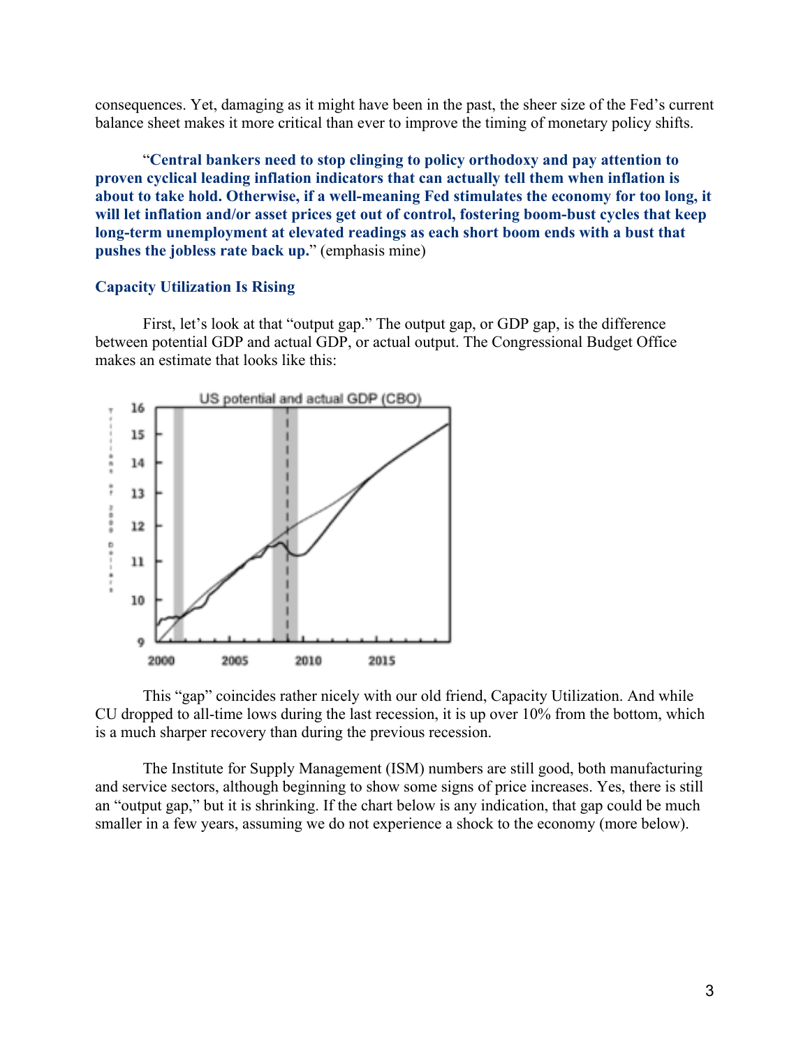consequences. Yet, damaging as it might have been in the past, the sheer size of the Fed's current balance sheet makes it more critical than ever to improve the timing of monetary policy shifts.

"**Central bankers need to stop clinging to policy orthodoxy and pay attention to proven cyclical leading inflation indicators that can actually tell them when inflation is about to take hold. Otherwise, if a well-meaning Fed stimulates the economy for too long, it will let inflation and/or asset prices get out of control, fostering boom-bust cycles that keep long-term unemployment at elevated readings as each short boom ends with a bust that pushes the jobless rate back up.**" (emphasis mine)

### Capacity Utilization Is Rising

First, let's look at that "output gap." The output gap, or GDP gap, is the difference between potential GDP and actual GDP, or actual output. The Congressional Budget Office makes an estimate that looks like this:

This "gap" coincides rather nicely with our old friend, Capacity Utilization. And while CU dropped to all-time lows during the last recession, it is up over 10% from the bottom, which is a much sharper recovery than during the previous recession.

The Institute for Supply Management (ISM) numbers are still good, both manufacturing and service sectors, although beginning to show some signs of price increases. Yes, there is still an "output gap," but it is shrinking. If the chart below is any indication, that gap could be much smaller in a few years, assuming we do not experience a shock to the economy (more below).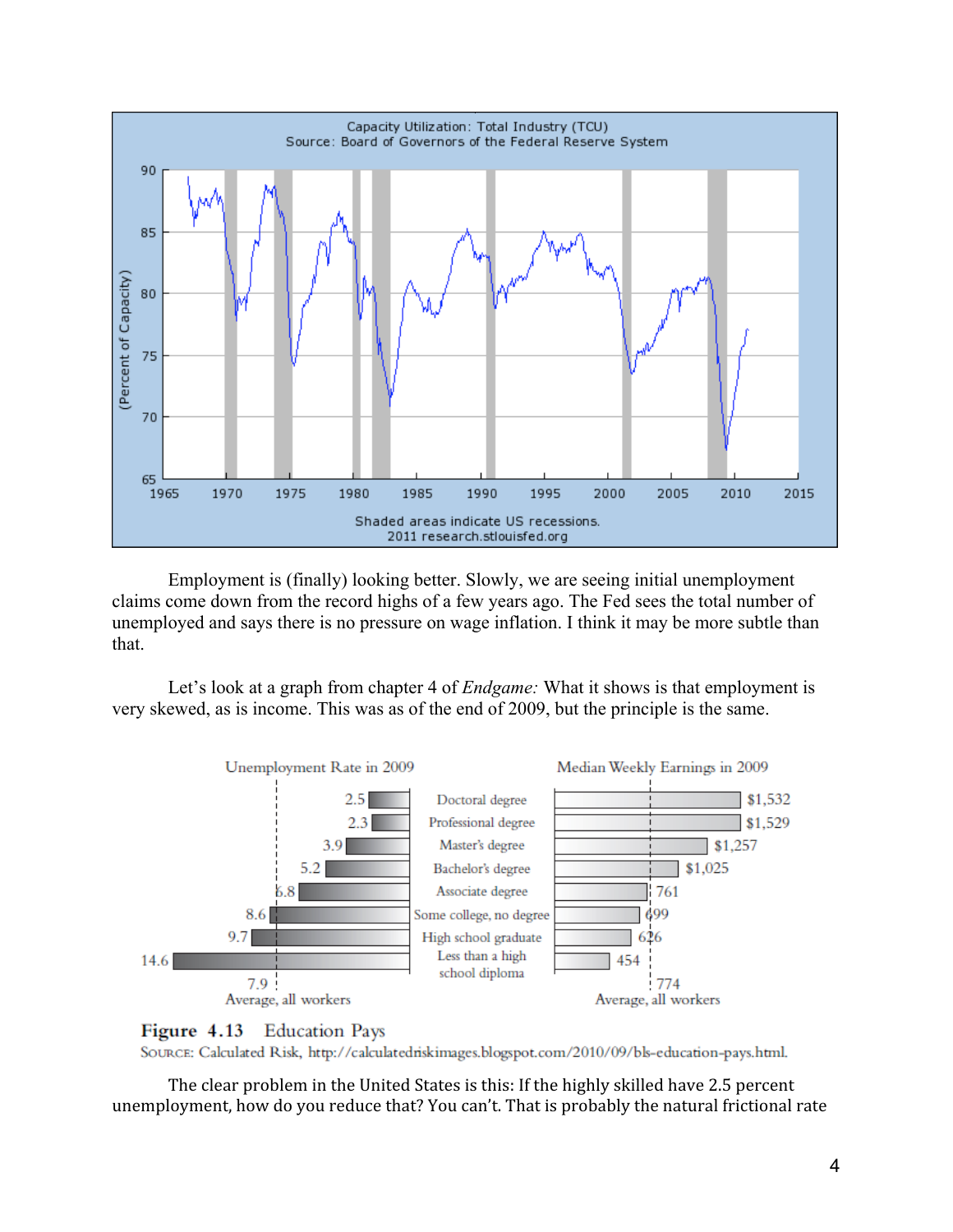Capacity Utilization: Total Industry (TCU)
Source: Board of Governors of the Federal Reserve System

Shaded areas indicate US recessions.
2011 research.stlouisfed.org

Employment is (finally) looking better. Slowly, we are seeing initial unemployment claims come down from the record highs of a few years ago. The Fed sees the total number of unemployed and says there is no pressure on wage inflation. I think it may be more subtle than that.

Let's look at a graph from chapter 4 of *Endgame:* What it shows is that employment is very skewed, as is income. This was as of the end of 2009, but the principle is the same.

| Unemployment Rate in 2009 | | Median Weekly Earnings in 2009 |
|---|---|---|
| 2.5 | Doctoral degree | $1,532 |
| 2.3 | Professional degree | $1,529 |
| 3.9 | Master's degree | $1,257 |
| 5.2 | Bachelor's degree | $1,025 |
| 6.8 | Associate degree | 761 |
| 8.6 | Some college, no degree | 699 |
| 9.7 | High school graduate | 626 |
| 14.6 | Less than a high school diploma | 454 |
| 7.9 Average, all workers | | 774 Average, all workers |

**Figure 4.13** Education Pays

SOURCE: Calculated Risk, http://calculatedriskimages.blogspot.com/2010/09/bls-education-pays.html.

The clear problem in the United States is this: If the highly skilled have 2.5 percent unemployment, how do you reduce that? You can't. That is probably the natural frictional rate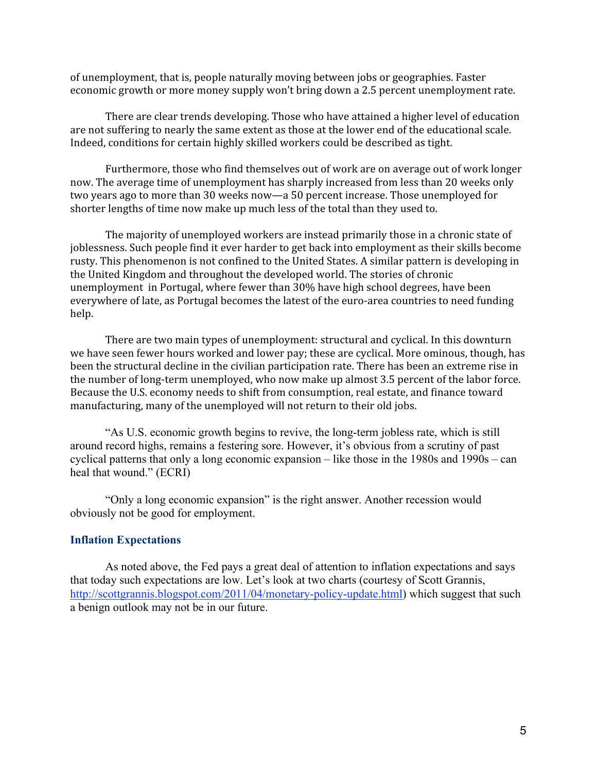of unemployment, that is, people naturally moving between jobs or geographies. Faster economic growth or more money supply won't bring down a 2.5 percent unemployment rate.

There are clear trends developing. Those who have attained a higher level of education are not suffering to nearly the same extent as those at the lower end of the educational scale. Indeed, conditions for certain highly skilled workers could be described as tight.

Furthermore, those who find themselves out of work are on average out of work longer now. The average time of unemployment has sharply increased from less than 20 weeks only two years ago to more than 30 weeks now—a 50 percent increase. Those unemployed for shorter lengths of time now make up much less of the total than they used to.

The majority of unemployed workers are instead primarily those in a chronic state of joblessness. Such people find it ever harder to get back into employment as their skills become rusty. This phenomenon is not confined to the United States. A similar pattern is developing in the United Kingdom and throughout the developed world. The stories of chronic unemployment in Portugal, where fewer than 30% have high school degrees, have been everywhere of late, as Portugal becomes the latest of the euro-area countries to need funding help.

There are two main types of unemployment: structural and cyclical. In this downturn we have seen fewer hours worked and lower pay; these are cyclical. More ominous, though, has been the structural decline in the civilian participation rate. There has been an extreme rise in the number of long-term unemployed, who now make up almost 3.5 percent of the labor force. Because the U.S. economy needs to shift from consumption, real estate, and finance toward manufacturing, many of the unemployed will not return to their old jobs.

"As U.S. economic growth begins to revive, the long-term jobless rate, which is still around record highs, remains a festering sore. However, it's obvious from a scrutiny of past cyclical patterns that only a long economic expansion – like those in the 1980s and 1990s – can heal that wound." (ECRI)

"Only a long economic expansion" is the right answer. Another recession would obviously not be good for employment.

### Inflation Expectations

As noted above, the Fed pays a great deal of attention to inflation expectations and says that today such expectations are low. Let's look at two charts (courtesy of Scott Grannis, http://scottgrannis.blogspot.com/2011/04/monetary-policy-update.html) which suggest that such a benign outlook may not be in our future.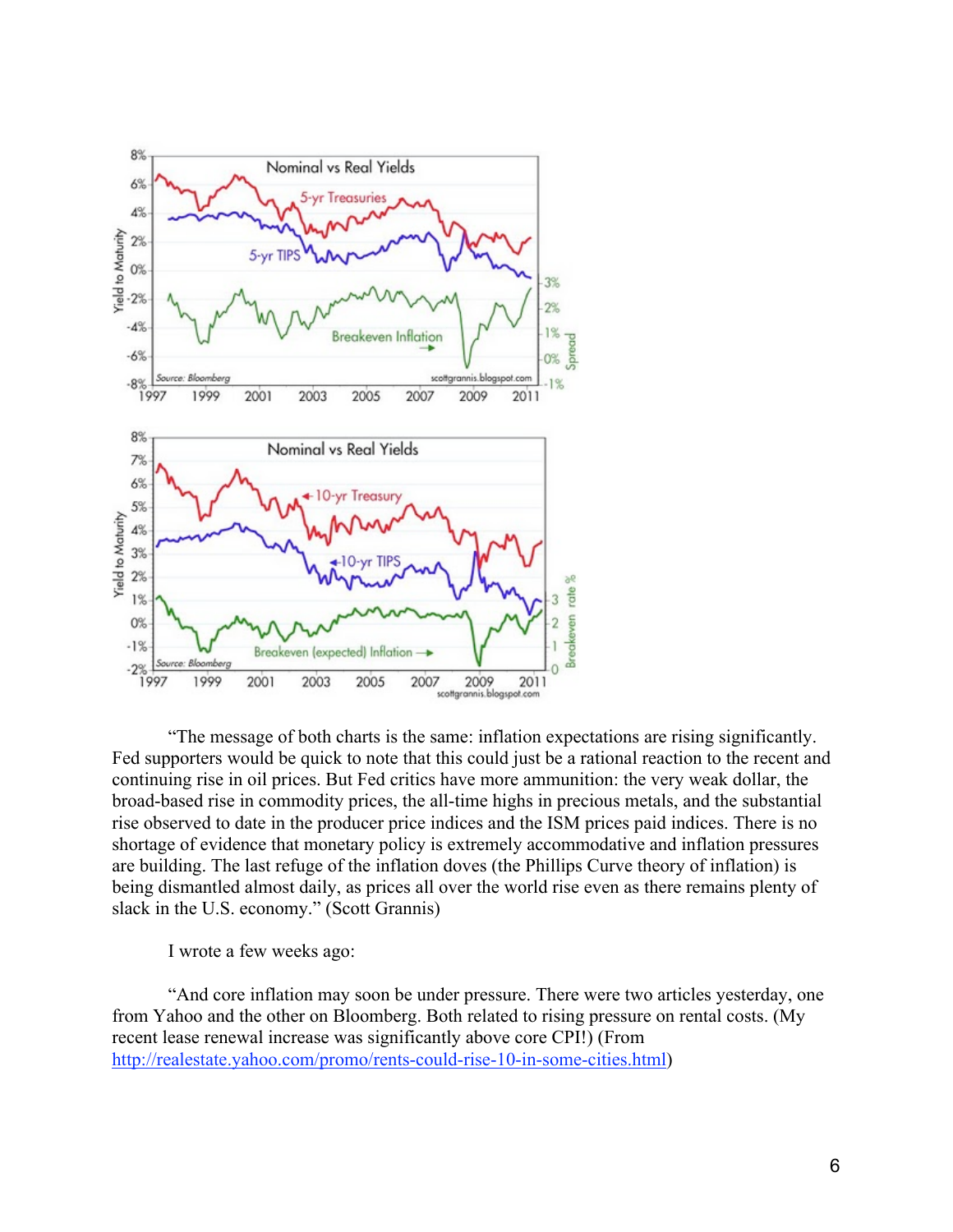“The message of both charts is the same: inflation expectations are rising significantly. Fed supporters would be quick to note that this could just be a rational reaction to the recent and continuing rise in oil prices. But Fed critics have more ammunition: the very weak dollar, the broad-based rise in commodity prices, the all-time highs in precious metals, and the substantial rise observed to date in the producer price indices and the ISM prices paid indices. There is no shortage of evidence that monetary policy is extremely accommodative and inflation pressures are building. The last refuge of the inflation doves (the Phillips Curve theory of inflation) is being dismantled almost daily, as prices all over the world rise even as there remains plenty of slack in the U.S. economy.” (Scott Grannis)

I wrote a few weeks ago:

“And core inflation may soon be under pressure. There were two articles yesterday, one from Yahoo and the other on Bloomberg. Both related to rising pressure on rental costs. (My recent lease renewal increase was significantly above core CPI!) (From http://realestate.yahoo.com/promo/rents-could-rise-10-in-some-cities.html)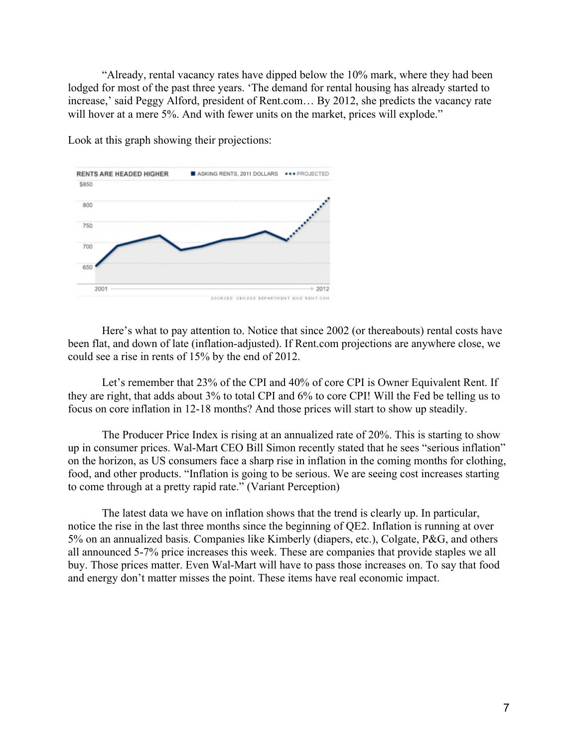"Already, rental vacancy rates have dipped below the 10% mark, where they had been lodged for most of the past three years. 'The demand for rental housing has already started to increase,' said Peggy Alford, president of Rent.com… By 2012, she predicts the vacancy rate will hover at a mere 5%. And with fewer units on the market, prices will explode."

Look at this graph showing their projections:

Here's what to pay attention to. Notice that since 2002 (or thereabouts) rental costs have been flat, and down of late (inflation-adjusted). If Rent.com projections are anywhere close, we could see a rise in rents of 15% by the end of 2012.

Let's remember that 23% of the CPI and 40% of core CPI is Owner Equivalent Rent. If they are right, that adds about 3% to total CPI and 6% to core CPI! Will the Fed be telling us to focus on core inflation in 12-18 months? And those prices will start to show up steadily.

The Producer Price Index is rising at an annualized rate of 20%. This is starting to show up in consumer prices. Wal-Mart CEO Bill Simon recently stated that he sees "serious inflation" on the horizon, as US consumers face a sharp rise in inflation in the coming months for clothing, food, and other products. "Inflation is going to be serious. We are seeing cost increases starting to come through at a pretty rapid rate." (Variant Perception)

The latest data we have on inflation shows that the trend is clearly up. In particular, notice the rise in the last three months since the beginning of QE2. Inflation is running at over 5% on an annualized basis. Companies like Kimberly (diapers, etc.), Colgate, P&G, and others all announced 5-7% price increases this week. These are companies that provide staples we all buy. Those prices matter. Even Wal-Mart will have to pass those increases on. To say that food and energy don't matter misses the point. These items have real economic impact.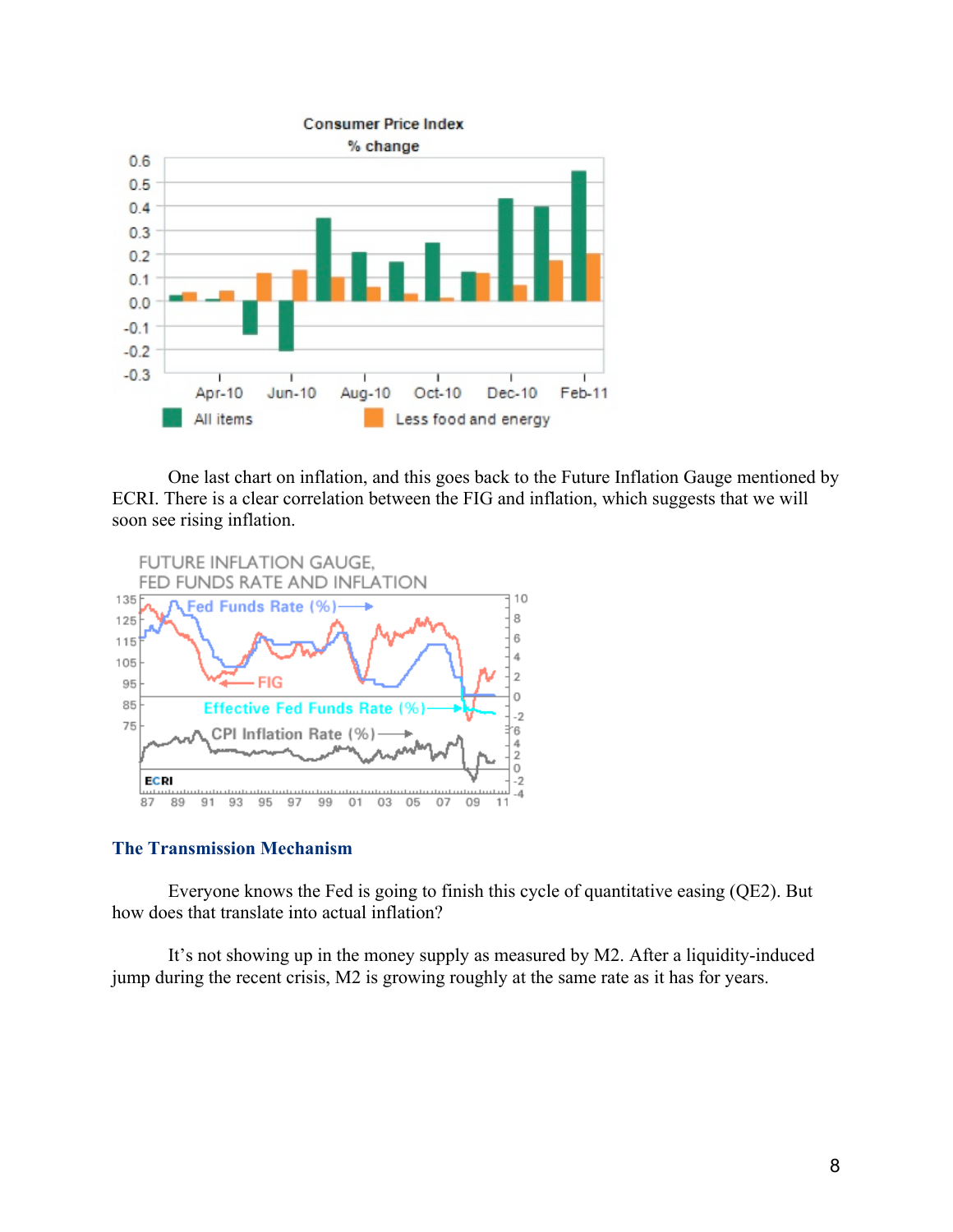One last chart on inflation, and this goes back to the Future Inflation Gauge mentioned by ECRI. There is a clear correlation between the FIG and inflation, which suggests that we will soon see rising inflation.

## The Transmission Mechanism

Everyone knows the Fed is going to finish this cycle of quantitative easing (QE2). But how does that translate into actual inflation?

It's not showing up in the money supply as measured by M2. After a liquidity-induced jump during the recent crisis, M2 is growing roughly at the same rate as it has for years.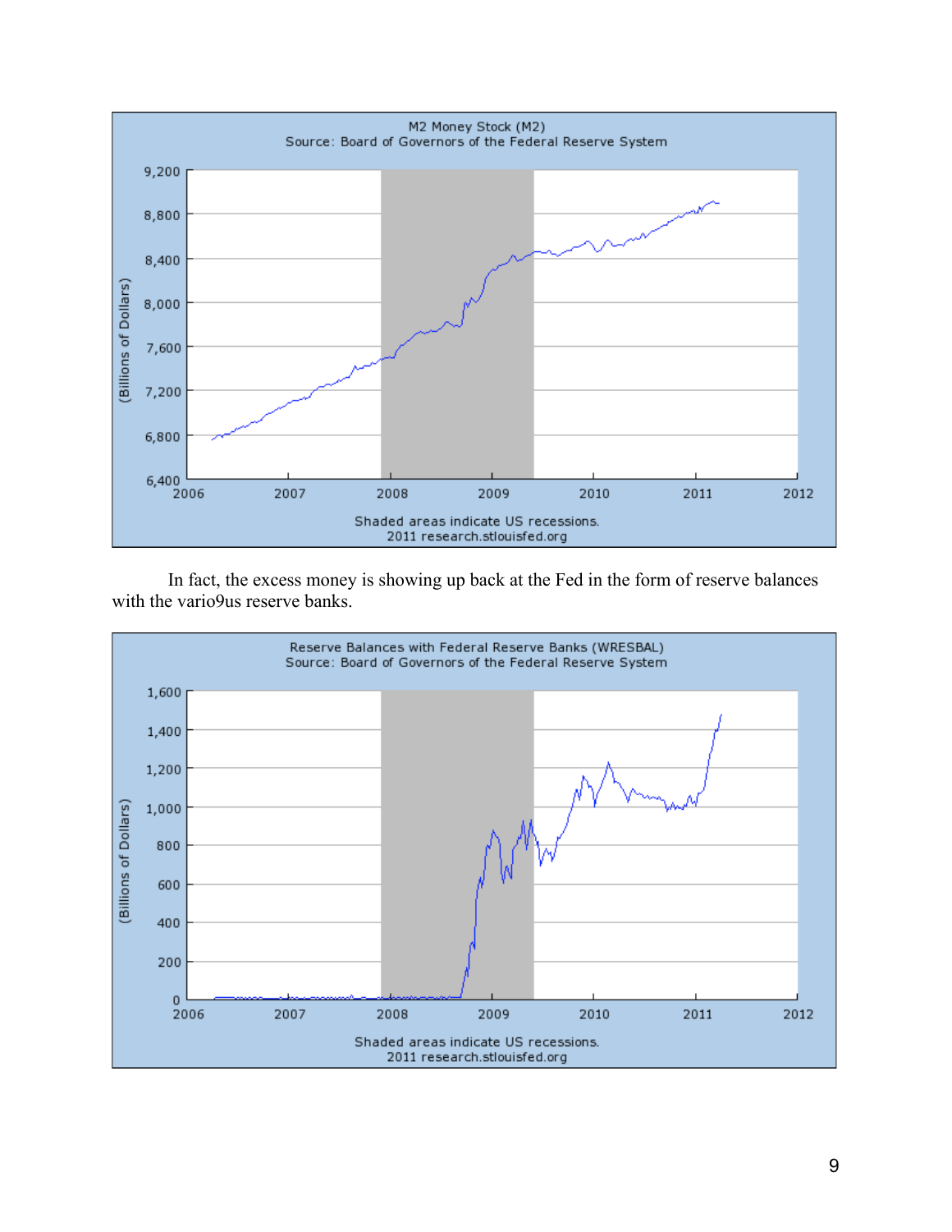M2 Money Stock (M2)
Source: Board of Governors of the Federal Reserve System

Shaded areas indicate US recessions.
2011 research.stlouisfed.org

In fact, the excess money is showing up back at the Fed in the form of reserve balances with the vario9us reserve banks.

Reserve Balances with Federal Reserve Banks (WRESBAL)
Source: Board of Governors of the Federal Reserve System

Shaded areas indicate US recessions.
2011 research.stlouisfed.org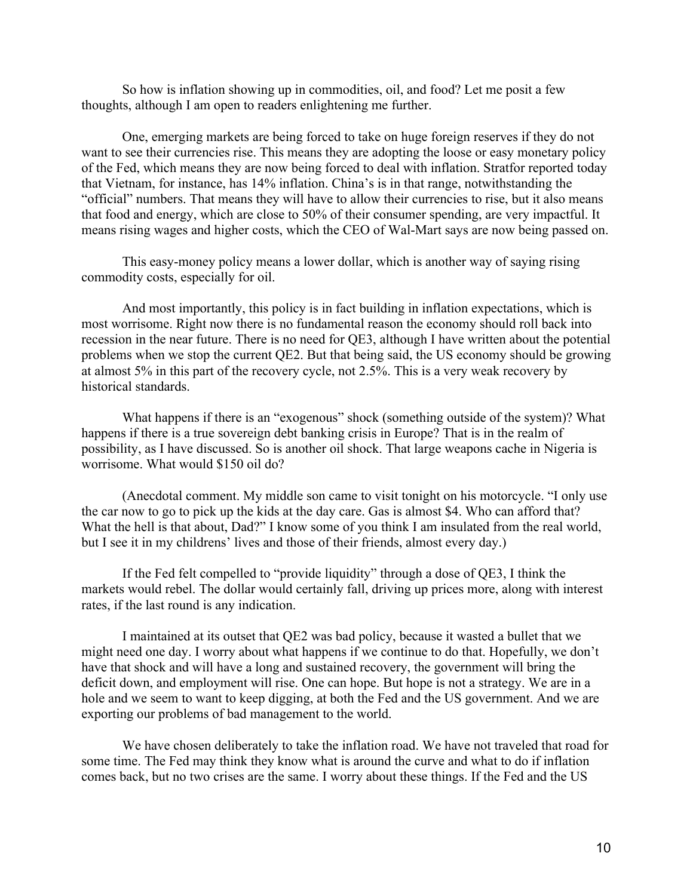So how is inflation showing up in commodities, oil, and food? Let me posit a few thoughts, although I am open to readers enlightening me further.

One, emerging markets are being forced to take on huge foreign reserves if they do not want to see their currencies rise. This means they are adopting the loose or easy monetary policy of the Fed, which means they are now being forced to deal with inflation. Stratfor reported today that Vietnam, for instance, has 14% inflation. China's is in that range, notwithstanding the "official" numbers. That means they will have to allow their currencies to rise, but it also means that food and energy, which are close to 50% of their consumer spending, are very impactful. It means rising wages and higher costs, which the CEO of Wal-Mart says are now being passed on.

This easy-money policy means a lower dollar, which is another way of saying rising commodity costs, especially for oil.

And most importantly, this policy is in fact building in inflation expectations, which is most worrisome. Right now there is no fundamental reason the economy should roll back into recession in the near future. There is no need for QE3, although I have written about the potential problems when we stop the current QE2. But that being said, the US economy should be growing at almost 5% in this part of the recovery cycle, not 2.5%. This is a very weak recovery by historical standards.

What happens if there is an "exogenous" shock (something outside of the system)? What happens if there is a true sovereign debt banking crisis in Europe? That is in the realm of possibility, as I have discussed. So is another oil shock. That large weapons cache in Nigeria is worrisome. What would $150 oil do?

(Anecdotal comment. My middle son came to visit tonight on his motorcycle. "I only use the car now to go to pick up the kids at the day care. Gas is almost $4. Who can afford that? What the hell is that about, Dad?" I know some of you think I am insulated from the real world, but I see it in my childrens' lives and those of their friends, almost every day.)

If the Fed felt compelled to "provide liquidity" through a dose of QE3, I think the markets would rebel. The dollar would certainly fall, driving up prices more, along with interest rates, if the last round is any indication.

I maintained at its outset that QE2 was bad policy, because it wasted a bullet that we might need one day. I worry about what happens if we continue to do that. Hopefully, we don't have that shock and will have a long and sustained recovery, the government will bring the deficit down, and employment will rise. One can hope. But hope is not a strategy. We are in a hole and we seem to want to keep digging, at both the Fed and the US government. And we are exporting our problems of bad management to the world.

We have chosen deliberately to take the inflation road. We have not traveled that road for some time. The Fed may think they know what is around the curve and what to do if inflation comes back, but no two crises are the same. I worry about these things. If the Fed and the US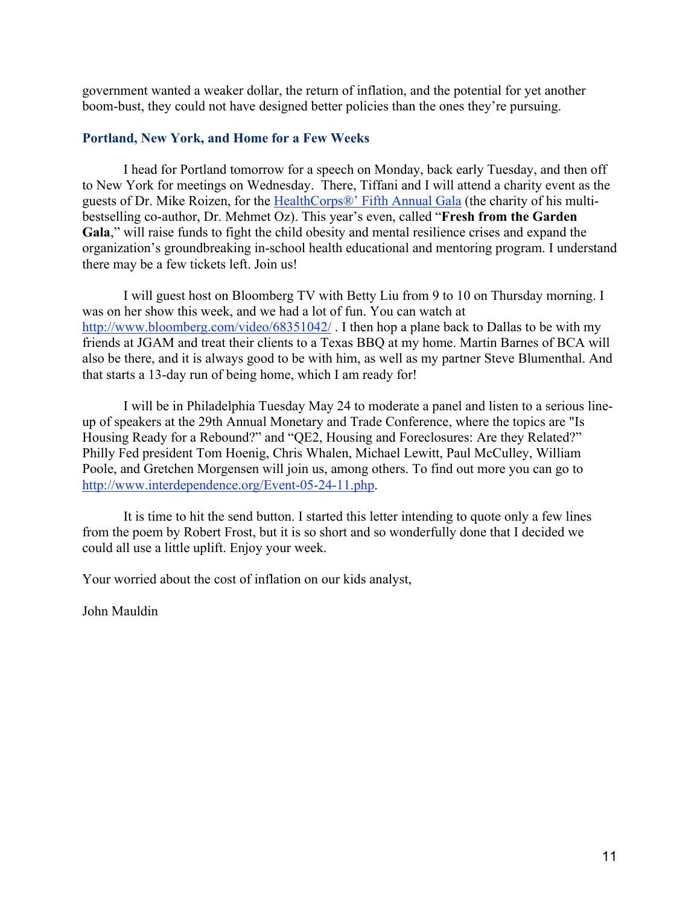government wanted a weaker dollar, the return of inflation, and the potential for yet another boom-bust, they could not have designed better policies than the ones they're pursuing.

### Portland, New York, and Home for a Few Weeks

I head for Portland tomorrow for a speech on Monday, back early Tuesday, and then off to New York for meetings on Wednesday. There, Tiffani and I will attend a charity event as the guests of Dr. Mike Roizen, for the HealthCorps®' Fifth Annual Gala (the charity of his multi-bestselling co-author, Dr. Mehmet Oz). This year's even, called "**Fresh from the Garden Gala**," will raise funds to fight the child obesity and mental resilience crises and expand the organization's groundbreaking in-school health educational and mentoring program. I understand there may be a few tickets left. Join us!

I will guest host on Bloomberg TV with Betty Liu from 9 to 10 on Thursday morning. I was on her show this week, and we had a lot of fun. You can watch at http://www.bloomberg.com/video/68351042/ . I then hop a plane back to Dallas to be with my friends at JGAM and treat their clients to a Texas BBQ at my home. Martin Barnes of BCA will also be there, and it is always good to be with him, as well as my partner Steve Blumenthal. And that starts a 13-day run of being home, which I am ready for!

I will be in Philadelphia Tuesday May 24 to moderate a panel and listen to a serious line-up of speakers at the 29th Annual Monetary and Trade Conference, where the topics are "Is Housing Ready for a Rebound?" and "QE2, Housing and Foreclosures: Are they Related?" Philly Fed president Tom Hoenig, Chris Whalen, Michael Lewitt, Paul McCulley, William Poole, and Gretchen Morgensen will join us, among others. To find out more you can go to http://www.interdependence.org/Event-05-24-11.php.

It is time to hit the send button. I started this letter intending to quote only a few lines from the poem by Robert Frost, but it is so short and so wonderfully done that I decided we could all use a little uplift. Enjoy your week.

Your worried about the cost of inflation on our kids analyst,

John Mauldin